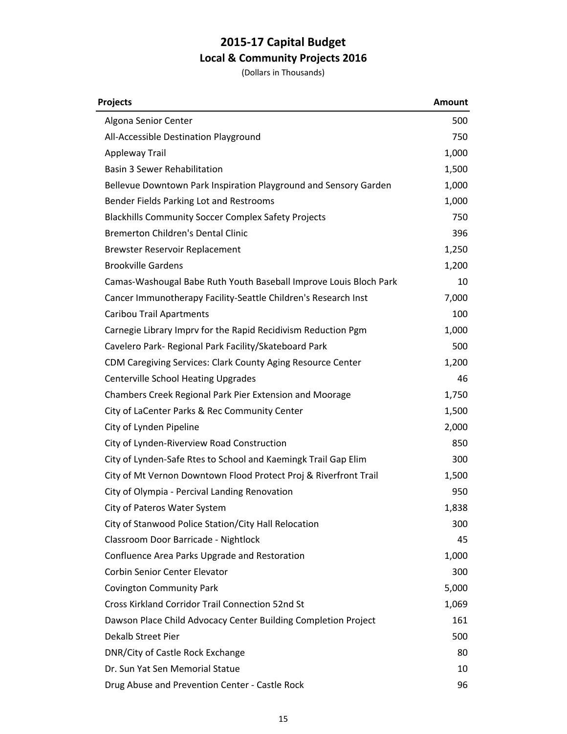# 2015-17 Capital Budget

## Local & Community Projects 2016

(Dollars in Thousands)

| Projects | Amount |
|---|---:|
| Algona Senior Center | 500 |
| All-Accessible Destination Playground | 750 |
| Appleway Trail | 1,000 |
| Basin 3 Sewer Rehabilitation | 1,500 |
| Bellevue Downtown Park Inspiration Playground and Sensory Garden | 1,000 |
| Bender Fields Parking Lot and Restrooms | 1,000 |
| Blackhills Community Soccer Complex Safety Projects | 750 |
| Bremerton Children's Dental Clinic | 396 |
| Brewster Reservoir Replacement | 1,250 |
| Brookville Gardens | 1,200 |
| Camas-Washougal Babe Ruth Youth Baseball Improve Louis Bloch Park | 10 |
| Cancer Immunotherapy Facility-Seattle Children's Research Inst | 7,000 |
| Caribou Trail Apartments | 100 |
| Carnegie Library Imprv for the Rapid Recidivism Reduction Pgm | 1,000 |
| Cavelero Park- Regional Park Facility/Skateboard Park | 500 |
| CDM Caregiving Services: Clark County Aging Resource Center | 1,200 |
| Centerville School Heating Upgrades | 46 |
| Chambers Creek Regional Park Pier Extension and Moorage | 1,750 |
| City of LaCenter Parks & Rec Community Center | 1,500 |
| City of Lynden Pipeline | 2,000 |
| City of Lynden-Riverview Road Construction | 850 |
| City of Lynden-Safe Rtes to School and Kaemingk Trail Gap Elim | 300 |
| City of Mt Vernon Downtown Flood Protect Proj & Riverfront Trail | 1,500 |
| City of Olympia - Percival Landing Renovation | 950 |
| City of Pateros Water System | 1,838 |
| City of Stanwood Police Station/City Hall Relocation | 300 |
| Classroom Door Barricade - Nightlock | 45 |
| Confluence Area Parks Upgrade and Restoration | 1,000 |
| Corbin Senior Center Elevator | 300 |
| Covington Community Park | 5,000 |
| Cross Kirkland Corridor Trail Connection 52nd St | 1,069 |
| Dawson Place Child Advocacy Center Building Completion Project | 161 |
| Dekalb Street Pier | 500 |
| DNR/City of Castle Rock Exchange | 80 |
| Dr. Sun Yat Sen Memorial Statue | 10 |
| Drug Abuse and Prevention Center - Castle Rock | 96 |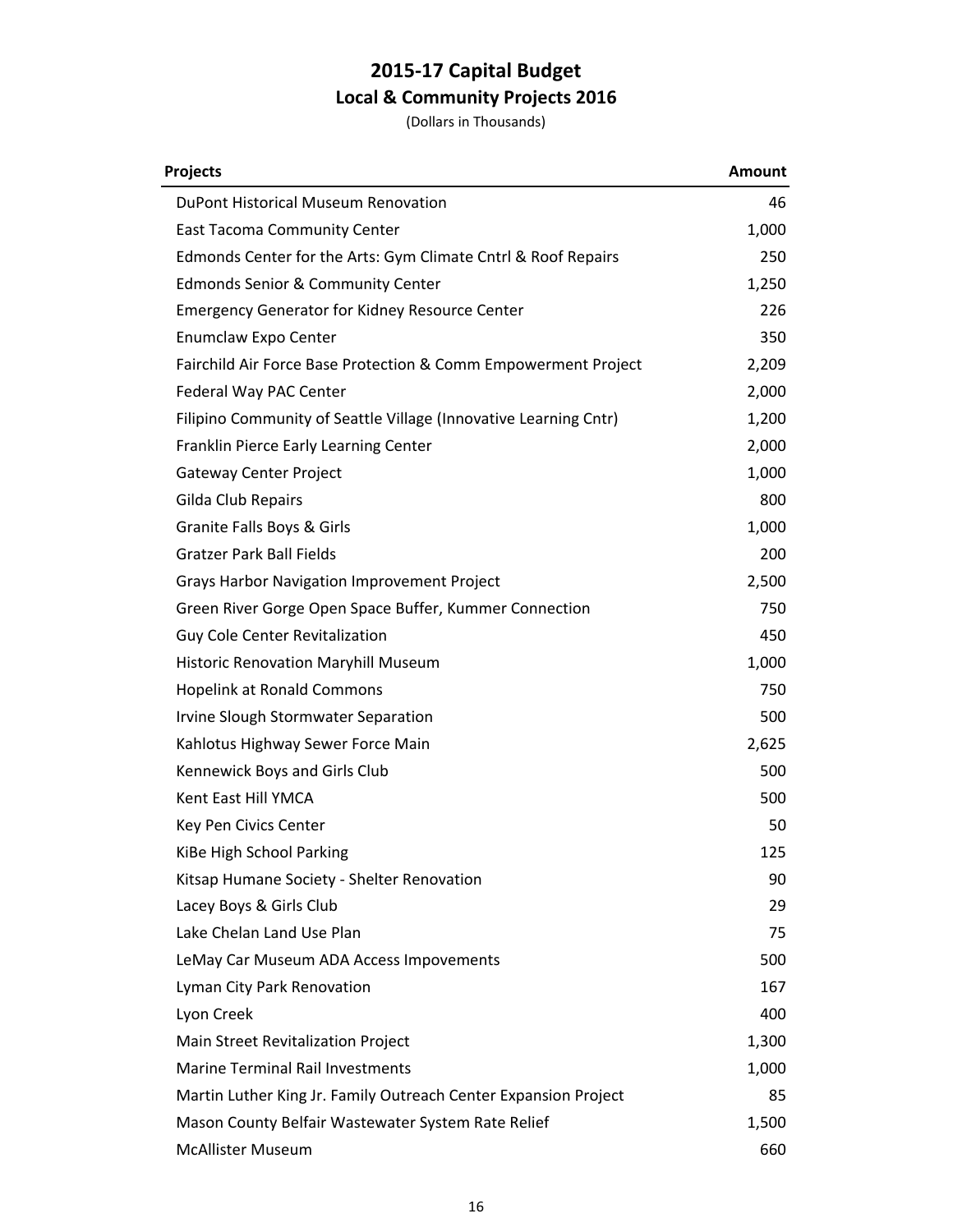# 2015-17 Capital Budget

## Local & Community Projects 2016

(Dollars in Thousands)

| Projects | Amount |
|---|---:|
| DuPont Historical Museum Renovation | 46 |
| East Tacoma Community Center | 1,000 |
| Edmonds Center for the Arts: Gym Climate Cntrl & Roof Repairs | 250 |
| Edmonds Senior & Community Center | 1,250 |
| Emergency Generator for Kidney Resource Center | 226 |
| Enumclaw Expo Center | 350 |
| Fairchild Air Force Base Protection & Comm Empowerment Project | 2,209 |
| Federal Way PAC Center | 2,000 |
| Filipino Community of Seattle Village (Innovative Learning Cntr) | 1,200 |
| Franklin Pierce Early Learning Center | 2,000 |
| Gateway Center Project | 1,000 |
| Gilda Club Repairs | 800 |
| Granite Falls Boys & Girls | 1,000 |
| Gratzer Park Ball Fields | 200 |
| Grays Harbor Navigation Improvement Project | 2,500 |
| Green River Gorge Open Space Buffer, Kummer Connection | 750 |
| Guy Cole Center Revitalization | 450 |
| Historic Renovation Maryhill Museum | 1,000 |
| Hopelink at Ronald Commons | 750 |
| Irvine Slough Stormwater Separation | 500 |
| Kahlotus Highway Sewer Force Main | 2,625 |
| Kennewick Boys and Girls Club | 500 |
| Kent East Hill YMCA | 500 |
| Key Pen Civics Center | 50 |
| KiBe High School Parking | 125 |
| Kitsap Humane Society - Shelter Renovation | 90 |
| Lacey Boys & Girls Club | 29 |
| Lake Chelan Land Use Plan | 75 |
| LeMay Car Museum ADA Access Impovements | 500 |
| Lyman City Park Renovation | 167 |
| Lyon Creek | 400 |
| Main Street Revitalization Project | 1,300 |
| Marine Terminal Rail Investments | 1,000 |
| Martin Luther King Jr. Family Outreach Center Expansion Project | 85 |
| Mason County Belfair Wastewater System Rate Relief | 1,500 |
| McAllister Museum | 660 |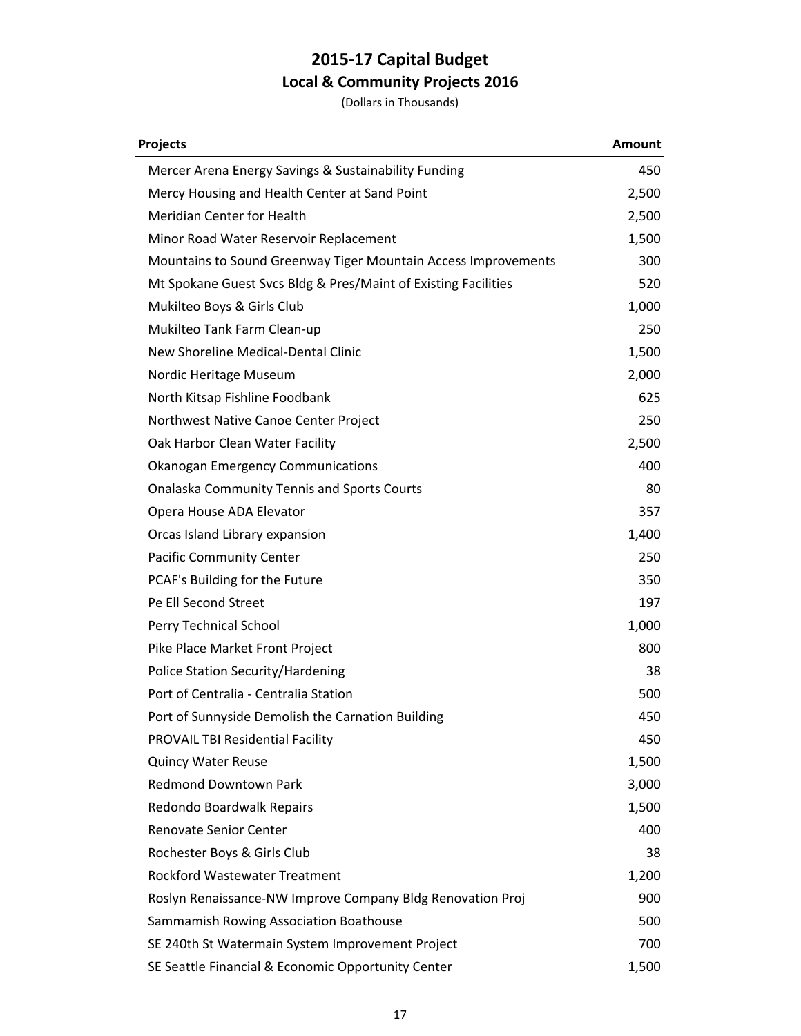# 2015-17 Capital Budget

## Local & Community Projects 2016

(Dollars in Thousands)

| Projects | Amount |
|---|---|
| Mercer Arena Energy Savings & Sustainability Funding | 450 |
| Mercy Housing and Health Center at Sand Point | 2,500 |
| Meridian Center for Health | 2,500 |
| Minor Road Water Reservoir Replacement | 1,500 |
| Mountains to Sound Greenway Tiger Mountain Access Improvements | 300 |
| Mt Spokane Guest Svcs Bldg & Pres/Maint of Existing Facilities | 520 |
| Mukilteo Boys & Girls Club | 1,000 |
| Mukilteo Tank Farm Clean-up | 250 |
| New Shoreline Medical-Dental Clinic | 1,500 |
| Nordic Heritage Museum | 2,000 |
| North Kitsap Fishline Foodbank | 625 |
| Northwest Native Canoe Center Project | 250 |
| Oak Harbor Clean Water Facility | 2,500 |
| Okanogan Emergency Communications | 400 |
| Onalaska Community Tennis and Sports Courts | 80 |
| Opera House ADA Elevator | 357 |
| Orcas Island Library expansion | 1,400 |
| Pacific Community Center | 250 |
| PCAF's Building for the Future | 350 |
| Pe Ell Second Street | 197 |
| Perry Technical School | 1,000 |
| Pike Place Market Front Project | 800 |
| Police Station Security/Hardening | 38 |
| Port of Centralia - Centralia Station | 500 |
| Port of Sunnyside Demolish the Carnation Building | 450 |
| PROVAIL TBI Residential Facility | 450 |
| Quincy Water Reuse | 1,500 |
| Redmond Downtown Park | 3,000 |
| Redondo Boardwalk Repairs | 1,500 |
| Renovate Senior Center | 400 |
| Rochester Boys & Girls Club | 38 |
| Rockford Wastewater Treatment | 1,200 |
| Roslyn Renaissance-NW Improve Company Bldg Renovation Proj | 900 |
| Sammamish Rowing Association Boathouse | 500 |
| SE 240th St Watermain System Improvement Project | 700 |
| SE Seattle Financial & Economic Opportunity Center | 1,500 |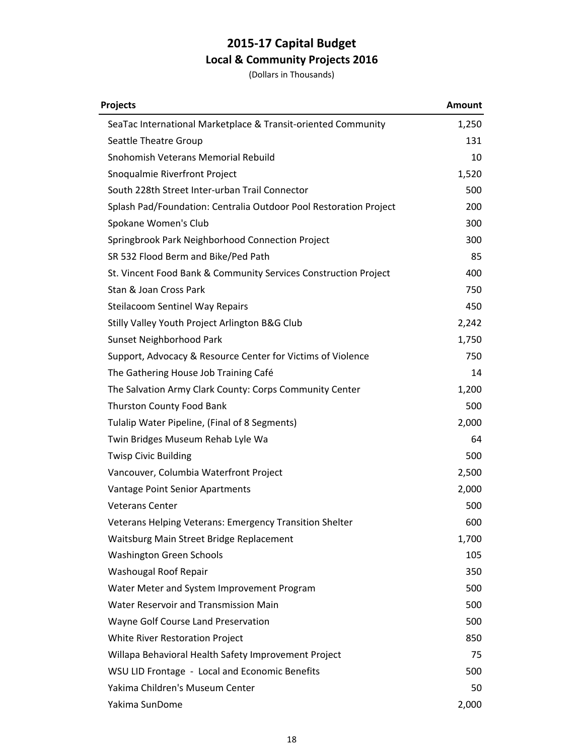# 2015-17 Capital Budget

## Local & Community Projects 2016

(Dollars in Thousands)

| Projects | Amount |
|---|---|
| SeaTac International Marketplace & Transit-oriented Community | 1,250 |
| Seattle Theatre Group | 131 |
| Snohomish Veterans Memorial Rebuild | 10 |
| Snoqualmie Riverfront Project | 1,520 |
| South 228th Street Inter-urban Trail Connector | 500 |
| Splash Pad/Foundation: Centralia Outdoor Pool Restoration Project | 200 |
| Spokane Women's Club | 300 |
| Springbrook Park Neighborhood Connection Project | 300 |
| SR 532 Flood Berm and Bike/Ped Path | 85 |
| St. Vincent Food Bank & Community Services Construction Project | 400 |
| Stan & Joan Cross Park | 750 |
| Steilacoom Sentinel Way Repairs | 450 |
| Stilly Valley Youth Project Arlington B&G Club | 2,242 |
| Sunset Neighborhood Park | 1,750 |
| Support, Advocacy & Resource Center for Victims of Violence | 750 |
| The Gathering House Job Training Café | 14 |
| The Salvation Army Clark County: Corps Community Center | 1,200 |
| Thurston County Food Bank | 500 |
| Tulalip Water Pipeline, (Final of 8 Segments) | 2,000 |
| Twin Bridges Museum Rehab Lyle Wa | 64 |
| Twisp Civic Building | 500 |
| Vancouver, Columbia Waterfront Project | 2,500 |
| Vantage Point Senior Apartments | 2,000 |
| Veterans Center | 500 |
| Veterans Helping Veterans: Emergency Transition Shelter | 600 |
| Waitsburg Main Street Bridge Replacement | 1,700 |
| Washington Green Schools | 105 |
| Washougal Roof Repair | 350 |
| Water Meter and System Improvement Program | 500 |
| Water Reservoir and Transmission Main | 500 |
| Wayne Golf Course Land Preservation | 500 |
| White River Restoration Project | 850 |
| Willapa Behavioral Health Safety Improvement Project | 75 |
| WSU LID Frontage - Local and Economic Benefits | 500 |
| Yakima Children's Museum Center | 50 |
| Yakima SunDome | 2,000 |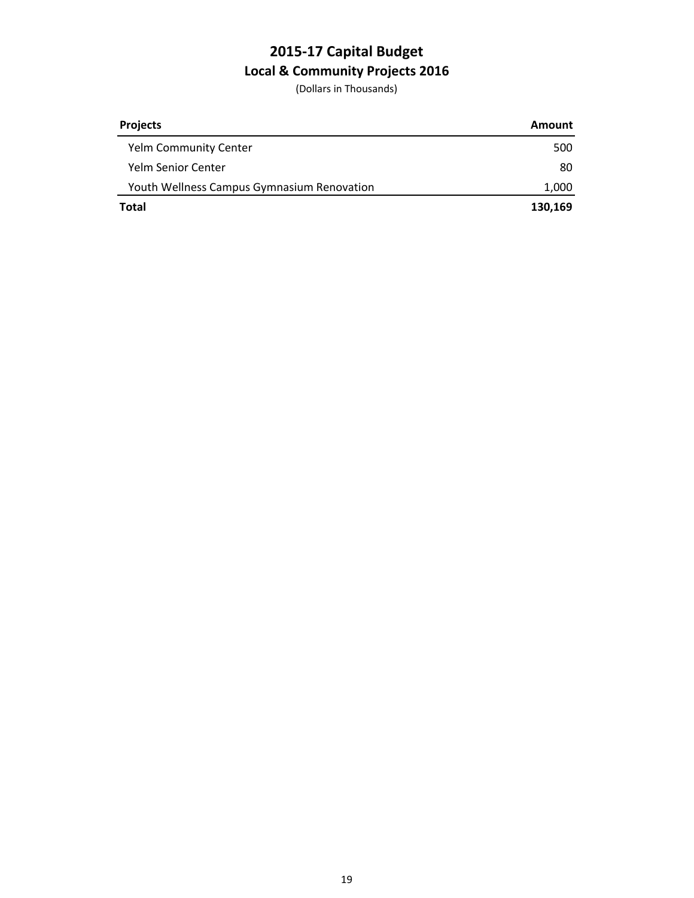# 2015-17 Capital Budget

## Local & Community Projects 2016

(Dollars in Thousands)

| Projects | Amount |
|---|---|
| Yelm Community Center | 500 |
| Yelm Senior Center | 80 |
| Youth Wellness Campus Gymnasium Renovation | 1,000 |
| **Total** | **130,169** |